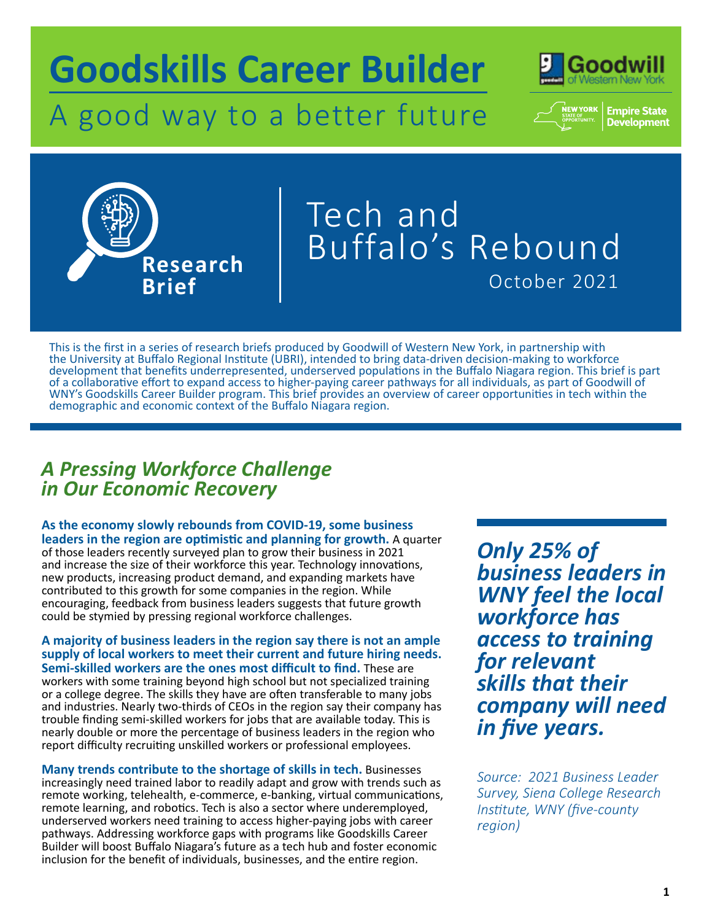# Goodskills Career Builder

A good way to a better future

Goodwill of Western New York

NEW YORK STATE OF OPPORTUNITY. Empire State Development

**Research Brief**

## Tech and Buffalo's Rebound

October 2021

This is the first in a series of research briefs produced by Goodwill of Western New York, in partnership with the University at Buffalo Regional Institute (UBRI), intended to bring data-driven decision-making to workforce development that benefits underrepresented, underserved populations in the Buffalo Niagara region. This brief is part of a collaborative effort to expand access to higher-paying career pathways for all individuals, as part of Goodwill of WNY's Goodskills Career Builder program. This brief provides an overview of career opportunities in tech within the demographic and economic context of the Buffalo Niagara region.

### *A Pressing Workforce Challenge in Our Economic Recovery*

**As the economy slowly rebounds from COVID-19, some business leaders in the region are optimistic and planning for growth.** A quarter of those leaders recently surveyed plan to grow their business in 2021 and increase the size of their workforce this year. Technology innovations, new products, increasing product demand, and expanding markets have contributed to this growth for some companies in the region. While encouraging, feedback from business leaders suggests that future growth could be stymied by pressing regional workforce challenges.

**A majority of business leaders in the region say there is not an ample supply of local workers to meet their current and future hiring needs. Semi-skilled workers are the ones most difficult to find.** These are workers with some training beyond high school but not specialized training or a college degree. The skills they have are often transferable to many jobs and industries. Nearly two-thirds of CEOs in the region say their company has trouble finding semi-skilled workers for jobs that are available today. This is nearly double or more the percentage of business leaders in the region who report difficulty recruiting unskilled workers or professional employees.

**Many trends contribute to the shortage of skills in tech.** Businesses increasingly need trained labor to readily adapt and grow with trends such as remote working, telehealth, e-commerce, e-banking, virtual communications, remote learning, and robotics. Tech is also a sector where underemployed, underserved workers need training to access higher-paying jobs with career pathways. Addressing workforce gaps with programs like Goodskills Career Builder will boost Buffalo Niagara's future as a tech hub and foster economic inclusion for the benefit of individuals, businesses, and the entire region.

***Only 25% of business leaders in WNY feel the local workforce has access to training for relevant skills that their company will need in five years.***

*Source: 2021 Business Leader Survey, Siena College Research Institute, WNY (five-county region)*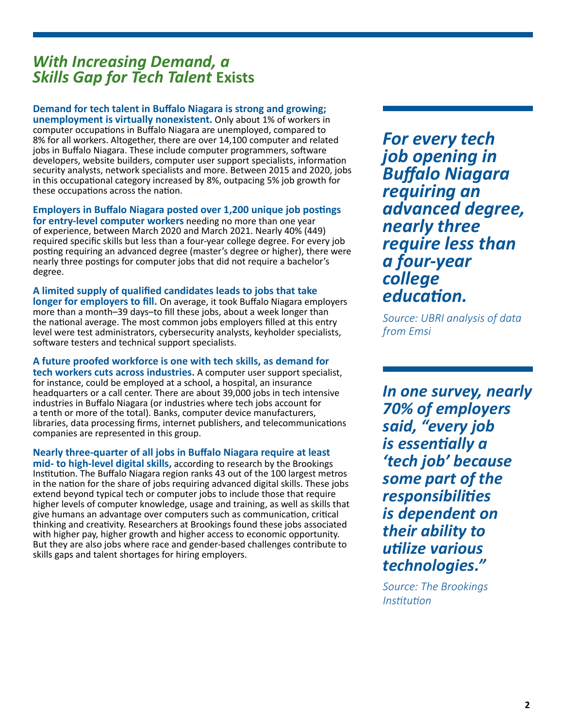## *With Increasing Demand, a Skills Gap for Tech Talent* Exists

**Demand for tech talent in Buffalo Niagara is strong and growing; unemployment is virtually nonexistent.** Only about 1% of workers in computer occupations in Buffalo Niagara are unemployed, compared to 8% for all workers. Altogether, there are over 14,100 computer and related jobs in Buffalo Niagara. These include computer programmers, software developers, website builders, computer user support specialists, information security analysts, network specialists and more. Between 2015 and 2020, jobs in this occupational category increased by 8%, outpacing 5% job growth for these occupations across the nation.

**Employers in Buffalo Niagara posted over 1,200 unique job postings for entry-level computer workers** needing no more than one year of experience, between March 2020 and March 2021. Nearly 40% (449) required specific skills but less than a four-year college degree. For every job posting requiring an advanced degree (master's degree or higher), there were nearly three postings for computer jobs that did not require a bachelor's degree.

**A limited supply of qualified candidates leads to jobs that take longer for employers to fill.** On average, it took Buffalo Niagara employers more than a month–39 days–to fill these jobs, about a week longer than the national average. The most common jobs employers filled at this entry level were test administrators, cybersecurity analysts, keyholder specialists, software testers and technical support specialists.

**A future proofed workforce is one with tech skills, as demand for tech workers cuts across industries.** A computer user support specialist, for instance, could be employed at a school, a hospital, an insurance headquarters or a call center. There are about 39,000 jobs in tech intensive industries in Buffalo Niagara (or industries where tech jobs account for a tenth or more of the total). Banks, computer device manufacturers, libraries, data processing firms, internet publishers, and telecommunications companies are represented in this group.

**Nearly three-quarter of all jobs in Buffalo Niagara require at least mid- to high-level digital skills,** according to research by the Brookings Institution. The Buffalo Niagara region ranks 43 out of the 100 largest metros in the nation for the share of jobs requiring advanced digital skills. These jobs extend beyond typical tech or computer jobs to include those that require higher levels of computer knowledge, usage and training, as well as skills that give humans an advantage over computers such as communication, critical thinking and creativity. Researchers at Brookings found these jobs associated with higher pay, higher growth and higher access to economic opportunity. But they are also jobs where race and gender-based challenges contribute to skills gaps and talent shortages for hiring employers.

***For every tech job opening in Buffalo Niagara requiring an advanced degree, nearly three require less than a four-year college education.***

*Source: UBRI analysis of data from Emsi*

***In one survey, nearly 70% of employers said, "every job is essentially a 'tech job' because some part of the responsibilities is dependent on their ability to utilize various technologies."***

*Source: The Brookings Institution*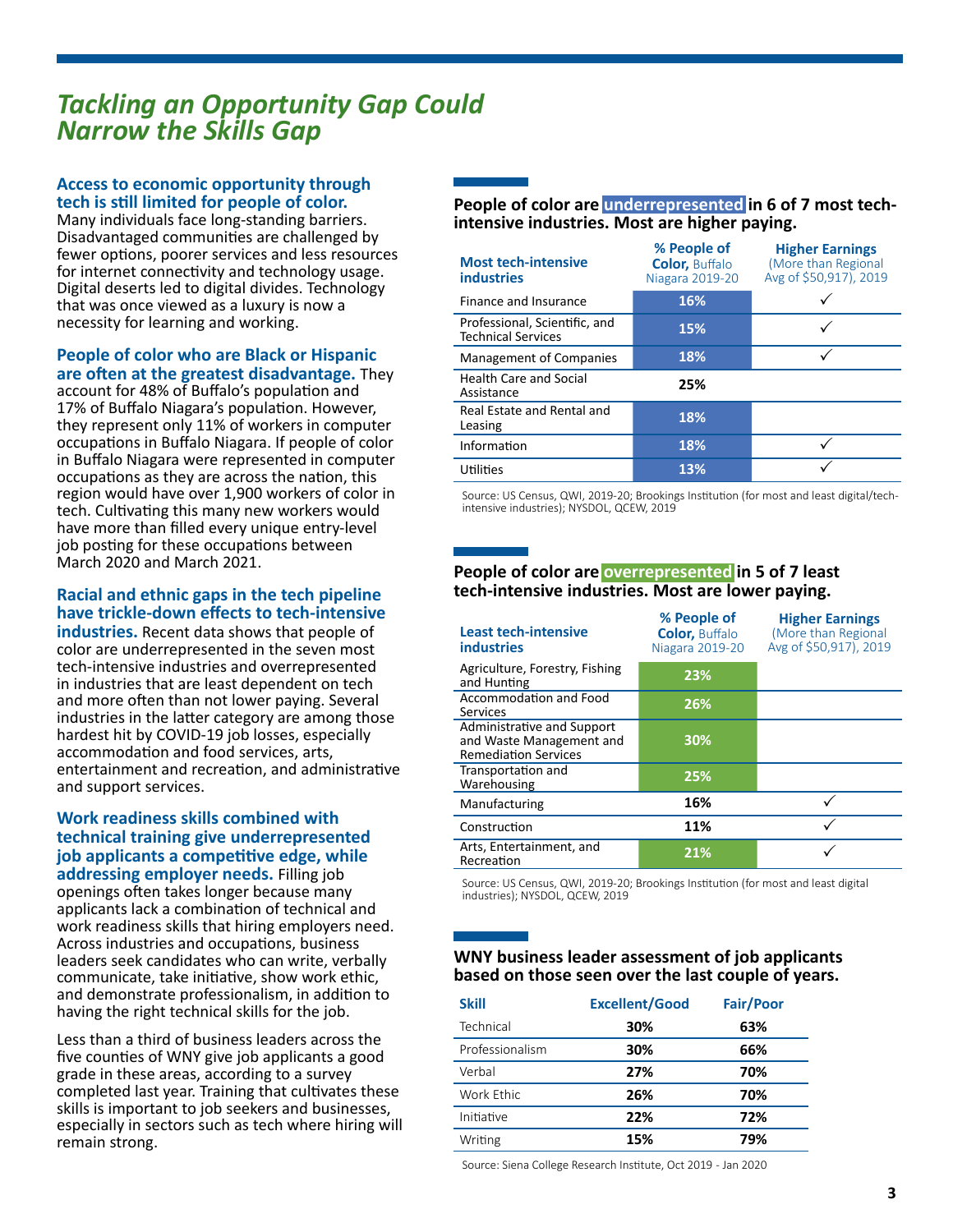# *Tackling an Opportunity Gap Could Narrow the Skills Gap*

**Access to economic opportunity through tech is still limited for people of color.** Many individuals face long-standing barriers. Disadvantaged communities are challenged by fewer options, poorer services and less resources for internet connectivity and technology usage. Digital deserts led to digital divides. Technology that was once viewed as a luxury is now a necessity for learning and working.

**People of color who are Black or Hispanic are often at the greatest disadvantage.** They account for 48% of Buffalo's population and 17% of Buffalo Niagara's population. However, they represent only 11% of workers in computer occupations in Buffalo Niagara. If people of color in Buffalo Niagara were represented in computer occupations as they are across the nation, this region would have over 1,900 workers of color in tech. Cultivating this many new workers would have more than filled every unique entry-level job posting for these occupations between March 2020 and March 2021.

**Racial and ethnic gaps in the tech pipeline have trickle-down effects to tech-intensive industries.** Recent data shows that people of color are underrepresented in the seven most tech-intensive industries and overrepresented in industries that are least dependent on tech and more often than not lower paying. Several industries in the latter category are among those hardest hit by COVID-19 job losses, especially accommodation and food services, arts, entertainment and recreation, and administrative and support services.

**Work readiness skills combined with technical training give underrepresented job applicants a competitive edge, while addressing employer needs.** Filling job openings often takes longer because many applicants lack a combination of technical and work readiness skills that hiring employers need. Across industries and occupations, business leaders seek candidates who can write, verbally communicate, take initiative, show work ethic, and demonstrate professionalism, in addition to having the right technical skills for the job.

Less than a third of business leaders across the five counties of WNY give job applicants a good grade in these areas, according to a survey completed last year. Training that cultivates these skills is important to job seekers and businesses, especially in sectors such as tech where hiring will remain strong.

**People of color are underrepresented in 6 of 7 most tech-intensive industries. Most are higher paying.**

| Most tech-intensive industries | % People of Color, Buffalo Niagara 2019-20 | Higher Earnings (More than Regional Avg of $50,917), 2019 |
|---|---|---|
| Finance and Insurance | 16% | ✓ |
| Professional, Scientific, and Technical Services | 15% | ✓ |
| Management of Companies | 18% | ✓ |
| Health Care and Social Assistance | 25% | |
| Real Estate and Rental and Leasing | 18% | |
| Information | 18% | ✓ |
| Utilities | 13% | ✓ |

Source: US Census, QWI, 2019-20; Brookings Institution (for most and least digital/tech-intensive industries); NYSDOL, QCEW, 2019

**People of color are overrepresented in 5 of 7 least tech-intensive industries. Most are lower paying.**

| Least tech-intensive industries | % People of Color, Buffalo Niagara 2019-20 | Higher Earnings (More than Regional Avg of $50,917), 2019 |
|---|---|---|
| Agriculture, Forestry, Fishing and Hunting | 23% | |
| Accommodation and Food Services | 26% | |
| Administrative and Support and Waste Management and Remediation Services | 30% | |
| Transportation and Warehousing | 25% | |
| Manufacturing | 16% | ✓ |
| Construction | 11% | ✓ |
| Arts, Entertainment, and Recreation | 21% | ✓ |

Source: US Census, QWI, 2019-20; Brookings Institution (for most and least digital industries); NYSDOL, QCEW, 2019

**WNY business leader assessment of job applicants based on those seen over the last couple of years.**

| Skill | Excellent/Good | Fair/Poor |
|---|---|---|
| Technical | 30% | 63% |
| Professionalism | 30% | 66% |
| Verbal | 27% | 70% |
| Work Ethic | 26% | 70% |
| Initiative | 22% | 72% |
| Writing | 15% | 79% |

Source: Siena College Research Institute, Oct 2019 - Jan 2020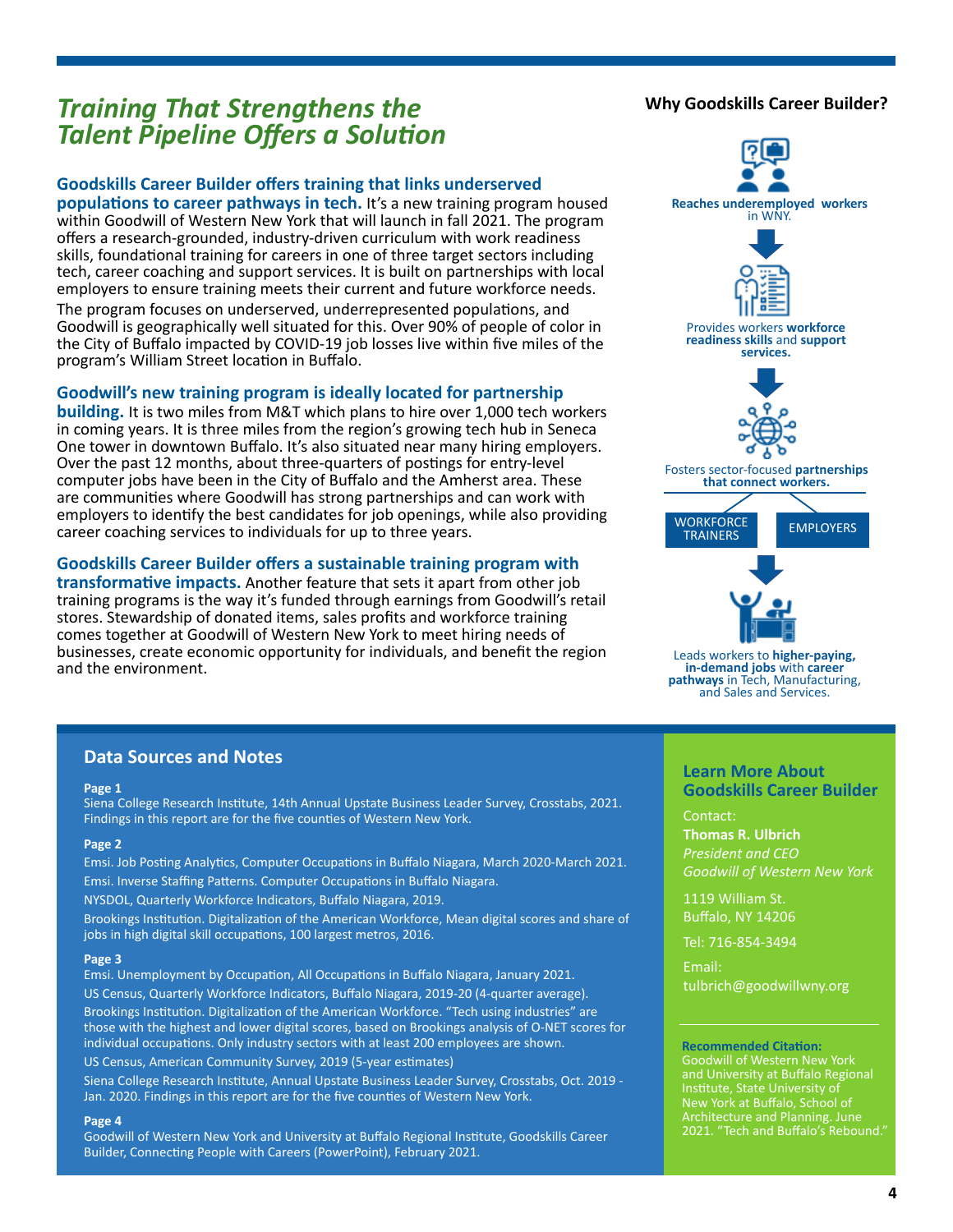# *Training That Strengthens the Talent Pipeline Offers a Solution*

**Goodskills Career Builder offers training that links underserved populations to career pathways in tech.** It's a new training program housed within Goodwill of Western New York that will launch in fall 2021. The program offers a research-grounded, industry-driven curriculum with work readiness skills, foundational training for careers in one of three target sectors including tech, career coaching and support services. It is built on partnerships with local employers to ensure training meets their current and future workforce needs.

The program focuses on underserved, underrepresented populations, and Goodwill is geographically well situated for this. Over 90% of people of color in the City of Buffalo impacted by COVID-19 job losses live within five miles of the program's William Street location in Buffalo.

**Goodwill's new training program is ideally located for partnership building.** It is two miles from M&T which plans to hire over 1,000 tech workers in coming years. It is three miles from the region's growing tech hub in Seneca One tower in downtown Buffalo. It's also situated near many hiring employers. Over the past 12 months, about three-quarters of postings for entry-level computer jobs have been in the City of Buffalo and the Amherst area. These are communities where Goodwill has strong partnerships and can work with employers to identify the best candidates for job openings, while also providing career coaching services to individuals for up to three years.

**Goodskills Career Builder offers a sustainable training program with transformative impacts.** Another feature that sets it apart from other job training programs is the way it's funded through earnings from Goodwill's retail stores. Stewardship of donated items, sales profits and workforce training comes together at Goodwill of Western New York to meet hiring needs of businesses, create economic opportunity for individuals, and benefit the region and the environment.

### Why Goodskills Career Builder?

**Reaches underemployed workers** in WNY.

Provides workers **workforce readiness skills** and **support services.**

Fosters sector-focused **partnerships that connect workers.**

WORKFORCE TRAINERS

EMPLOYERS

Leads workers to **higher-paying, in-demand jobs** with **career pathways** in Tech, Manufacturing, and Sales and Services.

## Data Sources and Notes

**Page 1**

Siena College Research Institute, 14th Annual Upstate Business Leader Survey, Crosstabs, 2021. Findings in this report are for the five counties of Western New York.

**Page 2**

Emsi. Job Posting Analytics, Computer Occupations in Buffalo Niagara, March 2020-March 2021.

Emsi. Inverse Staffing Patterns. Computer Occupations in Buffalo Niagara.

NYSDOL, Quarterly Workforce Indicators, Buffalo Niagara, 2019.

Brookings Institution. Digitalization of the American Workforce, Mean digital scores and share of jobs in high digital skill occupations, 100 largest metros, 2016.

**Page 3**

Emsi. Unemployment by Occupation, All Occupations in Buffalo Niagara, January 2021.

US Census, Quarterly Workforce Indicators, Buffalo Niagara, 2019-20 (4-quarter average).

Brookings Institution. Digitalization of the American Workforce. "Tech using industries" are those with the highest and lower digital scores, based on Brookings analysis of O-NET scores for individual occupations. Only industry sectors with at least 200 employees are shown.

US Census, American Community Survey, 2019 (5-year estimates)

Siena College Research Institute, Annual Upstate Business Leader Survey, Crosstabs, Oct. 2019 - Jan. 2020. Findings in this report are for the five counties of Western New York.

**Page 4**

Goodwill of Western New York and University at Buffalo Regional Institute, Goodskills Career Builder, Connecting People with Careers (PowerPoint), February 2021.

## Learn More About Goodskills Career Builder

Contact:

**Thomas R. Ulbrich**
*President and CEO*
*Goodwill of Western New York*

1119 William St.
Buffalo, NY 14206

Tel: 716-854-3494

Email:
tulbrich@goodwillwny.org

**Recommended Citation:**
Goodwill of Western New York and University at Buffalo Regional Institute, State University of New York at Buffalo, School of Architecture and Planning. June 2021. "Tech and Buffalo's Rebound."